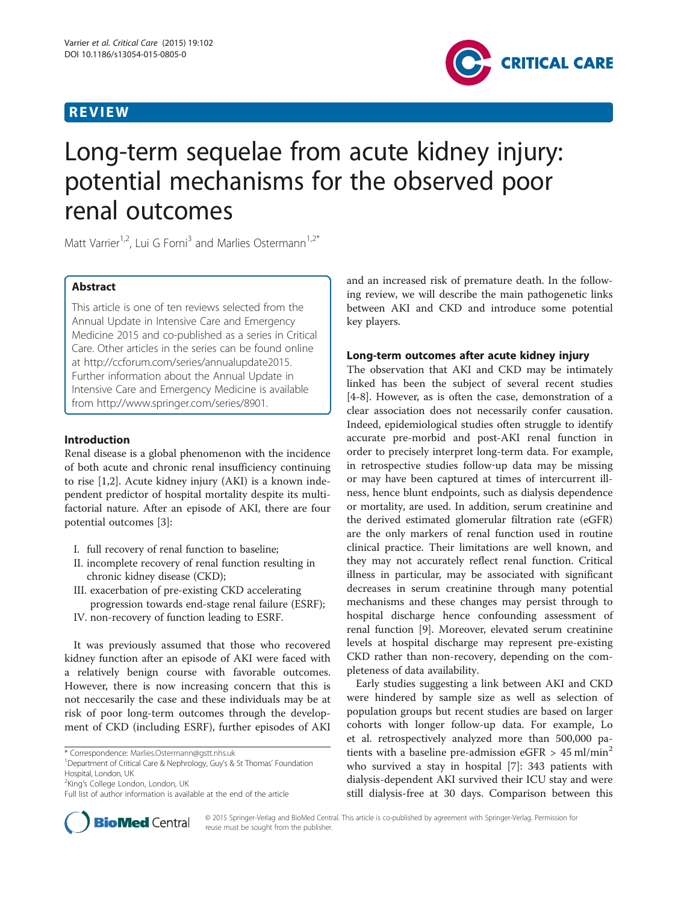REVIEW

# Long-term sequelae from acute kidney injury: potential mechanisms for the observed poor renal outcomes

Matt Varrier[1,2], Lui G Forni[3] and Marlies Ostermann[1,2*]

## Abstract

This article is one of ten reviews selected from the Annual Update in Intensive Care and Emergency Medicine 2015 and co-published as a series in Critical Care. Other articles in the series can be found online at http://ccforum.com/series/annualupdate2015. Further information about the Annual Update in Intensive Care and Emergency Medicine is available from http://www.springer.com/series/8901.

## Introduction

Renal disease is a global phenomenon with the incidence of both acute and chronic renal insufficiency continuing to rise [1,2]. Acute kidney injury (AKI) is a known independent predictor of hospital mortality despite its multifactorial nature. After an episode of AKI, there are four potential outcomes [3]:

I. full recovery of renal function to baseline;
II. incomplete recovery of renal function resulting in chronic kidney disease (CKD);
III. exacerbation of pre-existing CKD accelerating progression towards end-stage renal failure (ESRF);
IV. non-recovery of function leading to ESRF.

It was previously assumed that those who recovered kidney function after an episode of AKI were faced with a relatively benign course with favorable outcomes. However, there is now increasing concern that this is not neccesarily the case and these individuals may be at risk of poor long-term outcomes through the development of CKD (including ESRF), further episodes of AKI and an increased risk of premature death. In the following review, we will describe the main pathogenetic links between AKI and CKD and introduce some potential key players.

## Long-term outcomes after acute kidney injury

The observation that AKI and CKD may be intimately linked has been the subject of several recent studies [4-8]. However, as is often the case, demonstration of a clear association does not necessarily confer causation. Indeed, epidemiological studies often struggle to identify accurate pre-morbid and post-AKI renal function in order to precisely interpret long-term data. For example, in retrospective studies follow-up data may be missing or may have been captured at times of intercurrent illness, hence blunt endpoints, such as dialysis dependence or mortality, are used. In addition, serum creatinine and the derived estimated glomerular filtration rate (eGFR) are the only markers of renal function used in routine clinical practice. Their limitations are well known, and they may not accurately reflect renal function. Critical illness in particular, may be associated with significant decreases in serum creatinine through many potential mechanisms and these changes may persist through to hospital discharge hence confounding assessment of renal function [9]. Moreover, elevated serum creatinine levels at hospital discharge may represent pre-existing CKD rather than non-recovery, depending on the completeness of data availability.

Early studies suggesting a link between AKI and CKD were hindered by sample size as well as selection of population groups but recent studies are based on larger cohorts with longer follow-up data. For example, Lo et al. retrospectively analyzed more than 500,000 patients with a baseline pre-admission eGFR > 45 ml/min$^2$ who survived a stay in hospital [7]: 343 patients with dialysis-dependent AKI survived their ICU stay and were still dialysis-free at 30 days. Comparison between this

\* Correspondence: Marlies.Ostermann@gstt.nhs.uk
[1]Department of Critical Care & Nephrology, Guy's & St Thomas' Foundation Hospital, London, UK
[2]King's College London, London, UK
Full list of author information is available at the end of the article

© 2015 Springer-Verlag and BioMed Central. This article is co-published by agreement with Springer-Verlag. Permission for reuse must be sought from the publisher.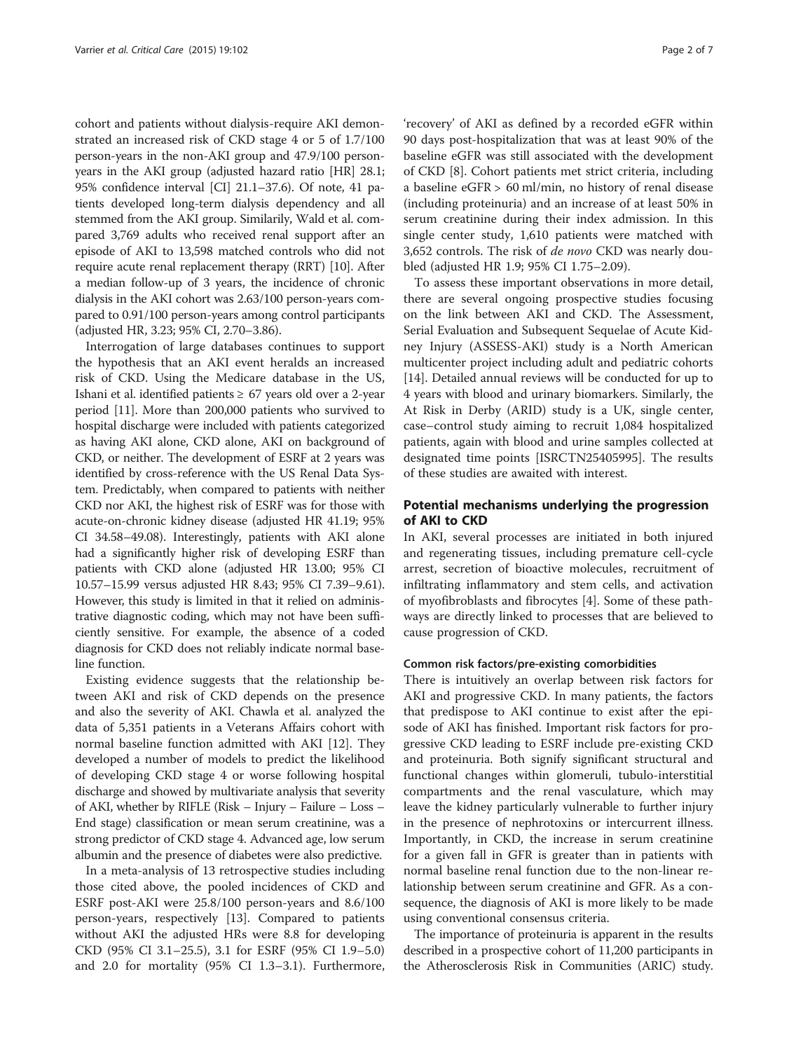cohort and patients without dialysis-require AKI demonstrated an increased risk of CKD stage 4 or 5 of 1.7/100 person-years in the non-AKI group and 47.9/100 person-years in the AKI group (adjusted hazard ratio [HR] 28.1; 95% confidence interval [CI] 21.1–37.6). Of note, 41 patients developed long-term dialysis dependency and all stemmed from the AKI group. Similarily, Wald et al. compared 3,769 adults who received renal support after an episode of AKI to 13,598 matched controls who did not require acute renal replacement therapy (RRT) [10]. After a median follow-up of 3 years, the incidence of chronic dialysis in the AKI cohort was 2.63/100 person-years compared to 0.91/100 person-years among control participants (adjusted HR, 3.23; 95% CI, 2.70–3.86).

Interrogation of large databases continues to support the hypothesis that an AKI event heralds an increased risk of CKD. Using the Medicare database in the US, Ishani et al. identified patients ≥ 67 years old over a 2-year period [11]. More than 200,000 patients who survived to hospital discharge were included with patients categorized as having AKI alone, CKD alone, AKI on background of CKD, or neither. The development of ESRF at 2 years was identified by cross-reference with the US Renal Data System. Predictably, when compared to patients with neither CKD nor AKI, the highest risk of ESRF was for those with acute-on-chronic kidney disease (adjusted HR 41.19; 95% CI 34.58–49.08). Interestingly, patients with AKI alone had a significantly higher risk of developing ESRF than patients with CKD alone (adjusted HR 13.00; 95% CI 10.57–15.99 versus adjusted HR 8.43; 95% CI 7.39–9.61). However, this study is limited in that it relied on administrative diagnostic coding, which may not have been sufficiently sensitive. For example, the absence of a coded diagnosis for CKD does not reliably indicate normal baseline function.

Existing evidence suggests that the relationship between AKI and risk of CKD depends on the presence and also the severity of AKI. Chawla et al. analyzed the data of 5,351 patients in a Veterans Affairs cohort with normal baseline function admitted with AKI [12]. They developed a number of models to predict the likelihood of developing CKD stage 4 or worse following hospital discharge and showed by multivariate analysis that severity of AKI, whether by RIFLE (Risk – Injury – Failure – Loss – End stage) classification or mean serum creatinine, was a strong predictor of CKD stage 4. Advanced age, low serum albumin and the presence of diabetes were also predictive.

In a meta-analysis of 13 retrospective studies including those cited above, the pooled incidences of CKD and ESRF post-AKI were 25.8/100 person-years and 8.6/100 person-years, respectively [13]. Compared to patients without AKI the adjusted HRs were 8.8 for developing CKD (95% CI 3.1–25.5), 3.1 for ESRF (95% CI 1.9–5.0) and 2.0 for mortality (95% CI 1.3–3.1). Furthermore, 'recovery' of AKI as defined by a recorded eGFR within 90 days post-hospitalization that was at least 90% of the baseline eGFR was still associated with the development of CKD [8]. Cohort patients met strict criteria, including a baseline eGFR > 60 ml/min, no history of renal disease (including proteinuria) and an increase of at least 50% in serum creatinine during their index admission. In this single center study, 1,610 patients were matched with 3,652 controls. The risk of *de novo* CKD was nearly doubled (adjusted HR 1.9; 95% CI 1.75–2.09).

To assess these important observations in more detail, there are several ongoing prospective studies focusing on the link between AKI and CKD. The Assessment, Serial Evaluation and Subsequent Sequelae of Acute Kidney Injury (ASSESS-AKI) study is a North American multicenter project including adult and pediatric cohorts [14]. Detailed annual reviews will be conducted for up to 4 years with blood and urinary biomarkers. Similarly, the At Risk in Derby (ARID) study is a UK, single center, case–control study aiming to recruit 1,084 hospitalized patients, again with blood and urine samples collected at designated time points [ISRCTN25405995]. The results of these studies are awaited with interest.

## Potential mechanisms underlying the progression of AKI to CKD

In AKI, several processes are initiated in both injured and regenerating tissues, including premature cell-cycle arrest, secretion of bioactive molecules, recruitment of infiltrating inflammatory and stem cells, and activation of myofibroblasts and fibrocytes [4]. Some of these pathways are directly linked to processes that are believed to cause progression of CKD.

### Common risk factors/pre-existing comorbidities

There is intuitively an overlap between risk factors for AKI and progressive CKD. In many patients, the factors that predispose to AKI continue to exist after the episode of AKI has finished. Important risk factors for progressive CKD leading to ESRF include pre-existing CKD and proteinuria. Both signify significant structural and functional changes within glomeruli, tubulo-interstitial compartments and the renal vasculature, which may leave the kidney particularly vulnerable to further injury in the presence of nephrotoxins or intercurrent illness. Importantly, in CKD, the increase in serum creatinine for a given fall in GFR is greater than in patients with normal baseline renal function due to the non-linear relationship between serum creatinine and GFR. As a consequence, the diagnosis of AKI is more likely to be made using conventional consensus criteria.

The importance of proteinuria is apparent in the results described in a prospective cohort of 11,200 participants in the Atherosclerosis Risk in Communities (ARIC) study.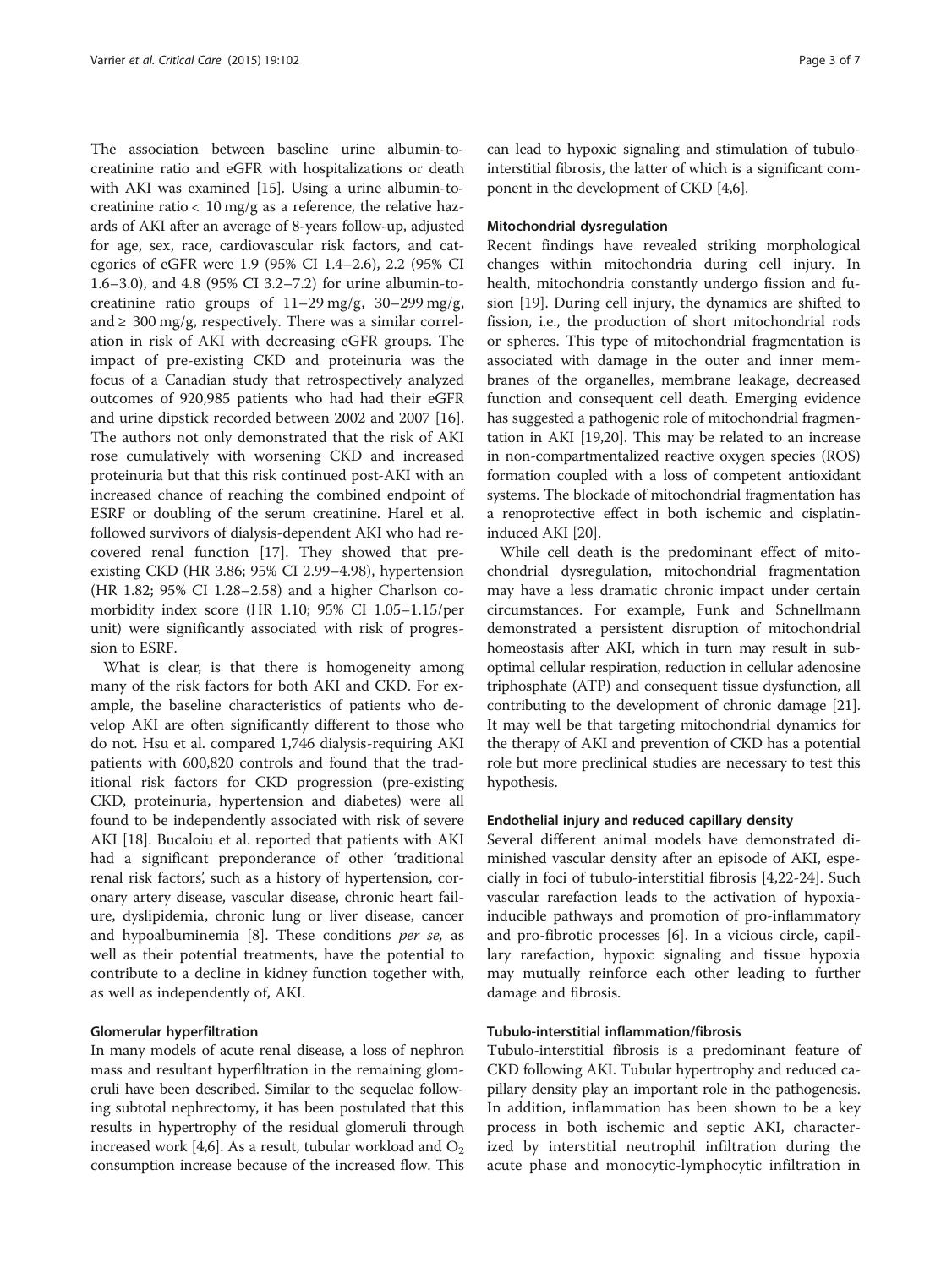The association between baseline urine albumin-to-creatinine ratio and eGFR with hospitalizations or death with AKI was examined [15]. Using a urine albumin-to-creatinine ratio < 10 mg/g as a reference, the relative hazards of AKI after an average of 8-years follow-up, adjusted for age, sex, race, cardiovascular risk factors, and categories of eGFR were 1.9 (95% CI 1.4–2.6), 2.2 (95% CI 1.6–3.0), and 4.8 (95% CI 3.2–7.2) for urine albumin-to-creatinine ratio groups of 11–29 mg/g, 30–299 mg/g, and ≥ 300 mg/g, respectively. There was a similar correlation in risk of AKI with decreasing eGFR groups. The impact of pre-existing CKD and proteinuria was the focus of a Canadian study that retrospectively analyzed outcomes of 920,985 patients who had had their eGFR and urine dipstick recorded between 2002 and 2007 [16]. The authors not only demonstrated that the risk of AKI rose cumulatively with worsening CKD and increased proteinuria but that this risk continued post-AKI with an increased chance of reaching the combined endpoint of ESRF or doubling of the serum creatinine. Harel et al. followed survivors of dialysis-dependent AKI who had recovered renal function [17]. They showed that pre-existing CKD (HR 3.86; 95% CI 2.99–4.98), hypertension (HR 1.82; 95% CI 1.28–2.58) and a higher Charlson co-morbidity index score (HR 1.10; 95% CI 1.05–1.15/per unit) were significantly associated with risk of progression to ESRF.

What is clear, is that there is homogeneity among many of the risk factors for both AKI and CKD. For example, the baseline characteristics of patients who develop AKI are often significantly different to those who do not. Hsu et al. compared 1,746 dialysis-requiring AKI patients with 600,820 controls and found that the traditional risk factors for CKD progression (pre-existing CKD, proteinuria, hypertension and diabetes) were all found to be independently associated with risk of severe AKI [18]. Bucaloiu et al. reported that patients with AKI had a significant preponderance of other 'traditional renal risk factors', such as a history of hypertension, coronary artery disease, vascular disease, chronic heart failure, dyslipidemia, chronic lung or liver disease, cancer and hypoalbuminemia [8]. These conditions *per se,* as well as their potential treatments, have the potential to contribute to a decline in kidney function together with, as well as independently of, AKI.

#### Glomerular hyperfiltration

In many models of acute renal disease, a loss of nephron mass and resultant hyperfiltration in the remaining glomeruli have been described. Similar to the sequelae following subtotal nephrectomy, it has been postulated that this results in hypertrophy of the residual glomeruli through increased work [4,6]. As a result, tubular workload and $O_2$ consumption increase because of the increased flow. This can lead to hypoxic signaling and stimulation of tubulo-interstitial fibrosis, the latter of which is a significant component in the development of CKD [4,6].

#### Mitochondrial dysregulation

Recent findings have revealed striking morphological changes within mitochondria during cell injury. In health, mitochondria constantly undergo fission and fusion [19]. During cell injury, the dynamics are shifted to fission, i.e., the production of short mitochondrial rods or spheres. This type of mitochondrial fragmentation is associated with damage in the outer and inner membranes of the organelles, membrane leakage, decreased function and consequent cell death. Emerging evidence has suggested a pathogenic role of mitochondrial fragmentation in AKI [19,20]. This may be related to an increase in non-compartmentalized reactive oxygen species (ROS) formation coupled with a loss of competent antioxidant systems. The blockade of mitochondrial fragmentation has a renoprotective effect in both ischemic and cisplatin-induced AKI [20].

While cell death is the predominant effect of mitochondrial dysregulation, mitochondrial fragmentation may have a less dramatic chronic impact under certain circumstances. For example, Funk and Schnellmann demonstrated a persistent disruption of mitochondrial homeostasis after AKI, which in turn may result in suboptimal cellular respiration, reduction in cellular adenosine triphosphate (ATP) and consequent tissue dysfunction, all contributing to the development of chronic damage [21]. It may well be that targeting mitochondrial dynamics for the therapy of AKI and prevention of CKD has a potential role but more preclinical studies are necessary to test this hypothesis.

#### Endothelial injury and reduced capillary density

Several different animal models have demonstrated diminished vascular density after an episode of AKI, especially in foci of tubulo-interstitial fibrosis [4,22-24]. Such vascular rarefaction leads to the activation of hypoxia-inducible pathways and promotion of pro-inflammatory and pro-fibrotic processes [6]. In a vicious circle, capillary rarefaction, hypoxic signaling and tissue hypoxia may mutually reinforce each other leading to further damage and fibrosis.

#### Tubulo-interstitial inflammation/fibrosis

Tubulo-interstitial fibrosis is a predominant feature of CKD following AKI. Tubular hypertrophy and reduced capillary density play an important role in the pathogenesis. In addition, inflammation has been shown to be a key process in both ischemic and septic AKI, characterized by interstitial neutrophil infiltration during the acute phase and monocytic-lymphocytic infiltration in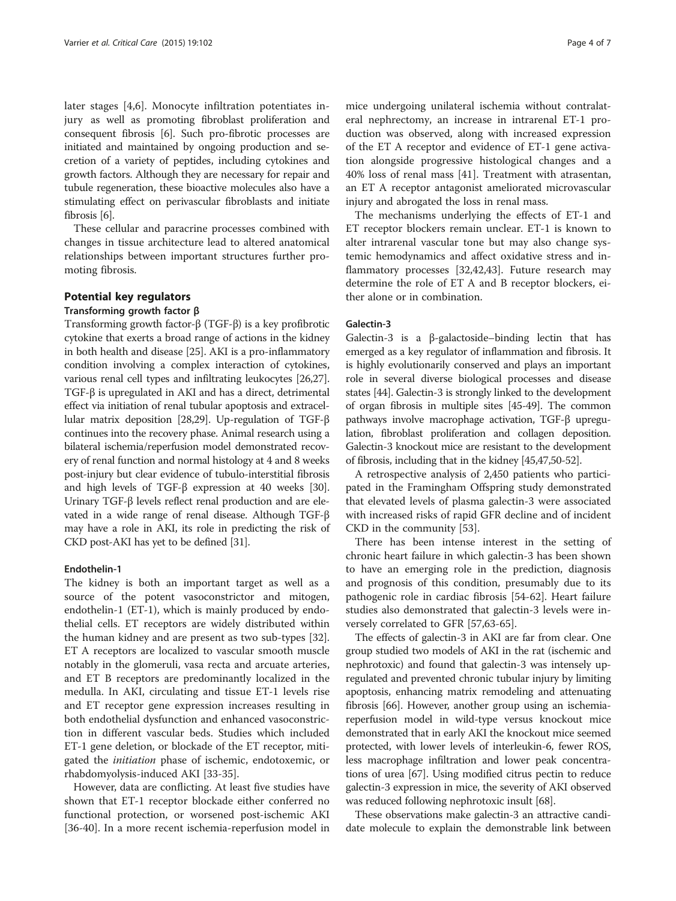later stages [4,6]. Monocyte infiltration potentiates injury as well as promoting fibroblast proliferation and consequent fibrosis [6]. Such pro-fibrotic processes are initiated and maintained by ongoing production and secretion of a variety of peptides, including cytokines and growth factors. Although they are necessary for repair and tubule regeneration, these bioactive molecules also have a stimulating effect on perivascular fibroblasts and initiate fibrosis [6].

These cellular and paracrine processes combined with changes in tissue architecture lead to altered anatomical relationships between important structures further promoting fibrosis.

## Potential key regulators

### Transforming growth factor β

Transforming growth factor-β (TGF-β) is a key profibrotic cytokine that exerts a broad range of actions in the kidney in both health and disease [25]. AKI is a pro-inflammatory condition involving a complex interaction of cytokines, various renal cell types and infiltrating leukocytes [26,27]. TGF-β is upregulated in AKI and has a direct, detrimental effect via initiation of renal tubular apoptosis and extracellular matrix deposition [28,29]. Up-regulation of TGF-β continues into the recovery phase. Animal research using a bilateral ischemia/reperfusion model demonstrated recovery of renal function and normal histology at 4 and 8 weeks post-injury but clear evidence of tubulo-interstitial fibrosis and high levels of TGF-β expression at 40 weeks [30]. Urinary TGF-β levels reflect renal production and are elevated in a wide range of renal disease. Although TGF-β may have a role in AKI, its role in predicting the risk of CKD post-AKI has yet to be defined [31].

### Endothelin-1

The kidney is both an important target as well as a source of the potent vasoconstrictor and mitogen, endothelin-1 (ET-1), which is mainly produced by endothelial cells. ET receptors are widely distributed within the human kidney and are present as two sub-types [32]. ET A receptors are localized to vascular smooth muscle notably in the glomeruli, vasa recta and arcuate arteries, and ET B receptors are predominantly localized in the medulla. In AKI, circulating and tissue ET-1 levels rise and ET receptor gene expression increases resulting in both endothelial dysfunction and enhanced vasoconstriction in different vascular beds. Studies which included ET-1 gene deletion, or blockade of the ET receptor, mitigated the *initiation* phase of ischemic, endotoxemic, or rhabdomyolysis-induced AKI [33-35].

However, data are conflicting. At least five studies have shown that ET-1 receptor blockade either conferred no functional protection, or worsened post-ischemic AKI [36-40]. In a more recent ischemia-reperfusion model in mice undergoing unilateral ischemia without contralateral nephrectomy, an increase in intrarenal ET-1 production was observed, along with increased expression of the ET A receptor and evidence of ET-1 gene activation alongside progressive histological changes and a 40% loss of renal mass [41]. Treatment with atrasentan, an ET A receptor antagonist ameliorated microvascular injury and abrogated the loss in renal mass.

The mechanisms underlying the effects of ET-1 and ET receptor blockers remain unclear. ET-1 is known to alter intrarenal vascular tone but may also change systemic hemodynamics and affect oxidative stress and inflammatory processes [32,42,43]. Future research may determine the role of ET A and B receptor blockers, either alone or in combination.

### Galectin-3

Galectin-3 is a β-galactoside–binding lectin that has emerged as a key regulator of inflammation and fibrosis. It is highly evolutionarily conserved and plays an important role in several diverse biological processes and disease states [44]. Galectin-3 is strongly linked to the development of organ fibrosis in multiple sites [45-49]. The common pathways involve macrophage activation, TGF-β upregulation, fibroblast proliferation and collagen deposition. Galectin-3 knockout mice are resistant to the development of fibrosis, including that in the kidney [45,47,50-52].

A retrospective analysis of 2,450 patients who participated in the Framingham Offspring study demonstrated that elevated levels of plasma galectin-3 were associated with increased risks of rapid GFR decline and of incident CKD in the community [53].

There has been intense interest in the setting of chronic heart failure in which galectin-3 has been shown to have an emerging role in the prediction, diagnosis and prognosis of this condition, presumably due to its pathogenic role in cardiac fibrosis [54-62]. Heart failure studies also demonstrated that galectin-3 levels were inversely correlated to GFR [57,63-65].

The effects of galectin-3 in AKI are far from clear. One group studied two models of AKI in the rat (ischemic and nephrotoxic) and found that galectin-3 was intensely upregulated and prevented chronic tubular injury by limiting apoptosis, enhancing matrix remodeling and attenuating fibrosis [66]. However, another group using an ischemia-reperfusion model in wild-type versus knockout mice demonstrated that in early AKI the knockout mice seemed protected, with lower levels of interleukin-6, fewer ROS, less macrophage infiltration and lower peak concentrations of urea [67]. Using modified citrus pectin to reduce galectin-3 expression in mice, the severity of AKI observed was reduced following nephrotoxic insult [68].

These observations make galectin-3 an attractive candidate molecule to explain the demonstrable link between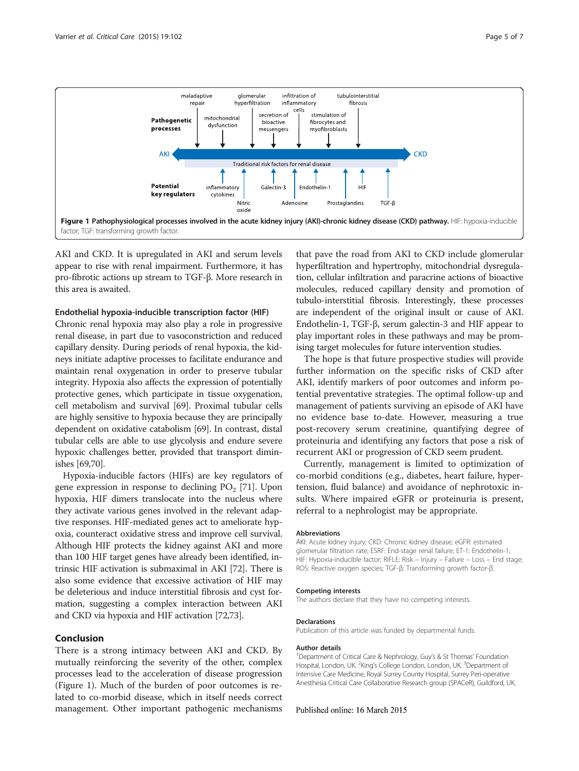Figure 1 Pathophysiological processes involved in the acute kidney injury (AKI)-chronic kidney disease (CKD) pathway. HIF: hypoxia-inducible factor; TGF: transforming growth factor.

AKI and CKD. It is upregulated in AKI and serum levels appear to rise with renal impairment. Furthermore, it has pro-fibrotic actions up stream to TGF-β. More research in this area is awaited.

### Endothelial hypoxia-inducible transcription factor (HIF)

Chronic renal hypoxia may also play a role in progressive renal disease, in part due to vasoconstriction and reduced capillary density. During periods of renal hypoxia, the kidneys initiate adaptive processes to facilitate endurance and maintain renal oxygenation in order to preserve tubular integrity. Hypoxia also affects the expression of potentially protective genes, which participate in tissue oxygenation, cell metabolism and survival [69]. Proximal tubular cells are highly sensitive to hypoxia because they are principally dependent on oxidative catabolism [69]. In contrast, distal tubular cells are able to use glycolysis and endure severe hypoxic challenges better, provided that transport diminishes [69,70].

Hypoxia-inducible factors (HIFs) are key regulators of gene expression in response to declining $PO_2$ [71]. Upon hypoxia, HIF dimers translocate into the nucleus where they activate various genes involved in the relevant adaptive responses. HIF-mediated genes act to ameliorate hypoxia, counteract oxidative stress and improve cell survival. Although HIF protects the kidney against AKI and more than 100 HIF target genes have already been identified, intrinsic HIF activation is submaximal in AKI [72]. There is also some evidence that excessive activation of HIF may be deleterious and induce interstitial fibrosis and cyst formation, suggesting a complex interaction between AKI and CKD via hypoxia and HIF activation [72,73].

## Conclusion

There is a strong intimacy between AKI and CKD. By mutually reinforcing the severity of the other, complex processes lead to the acceleration of disease progression (Figure 1). Much of the burden of poor outcomes is related to co-morbid disease, which in itself needs correct management. Other important pathogenic mechanisms that pave the road from AKI to CKD include glomerular hyperfiltration and hypertrophy, mitochondrial dysregulation, cellular infiltration and paracrine actions of bioactive molecules, reduced capillary density and promotion of tubulo-interstitial fibrosis. Interestingly, these processes are independent of the original insult or cause of AKI. Endothelin-1, TGF-β, serum galectin-3 and HIF appear to play important roles in these pathways and may be promising target molecules for future intervention studies.

The hope is that future prospective studies will provide further information on the specific risks of CKD after AKI, identify markers of poor outcomes and inform potential preventative strategies. The optimal follow-up and management of patients surviving an episode of AKI have no evidence base to-date. However, measuring a true post-recovery serum creatinine, quantifying degree of proteinuria and identifying any factors that pose a risk of recurrent AKI or progression of CKD seem prudent.

Currently, management is limited to optimization of co-morbid conditions (e.g., diabetes, heart failure, hypertension, fluid balance) and avoidance of nephrotoxic insults. Where impaired eGFR or proteinuria is present, referral to a nephrologist may be appropriate.

#### Abbreviations

AKI: Acute kidney injury; CKD: Chronic kidney disease; eGFR: estimated glomerular filtration rate; ESRF: End-stage renal failure; ET-1: Endothelin-1; HIF: Hypoxia-inducible factor; RIFLE: Risk – Injury – Failure – Loss – End stage; ROS: Reactive oxygen species; TGF-β: Transforming growth factor-β.

#### Competing interests

The authors declare that they have no competing interests.

#### Declarations

Publication of this article was funded by departmental funds.

#### Author details

[1]Department of Critical Care & Nephrology, Guy's & St Thomas' Foundation Hospital, London, UK. [2]King's College London, London, UK. [3]Department of Intensive Care Medicine, Royal Surrey County Hospital, Surrey Peri-operative Anesthesia Critical Care Collaborative Research group (SPACeR), Guildford, UK.

Published online: 16 March 2015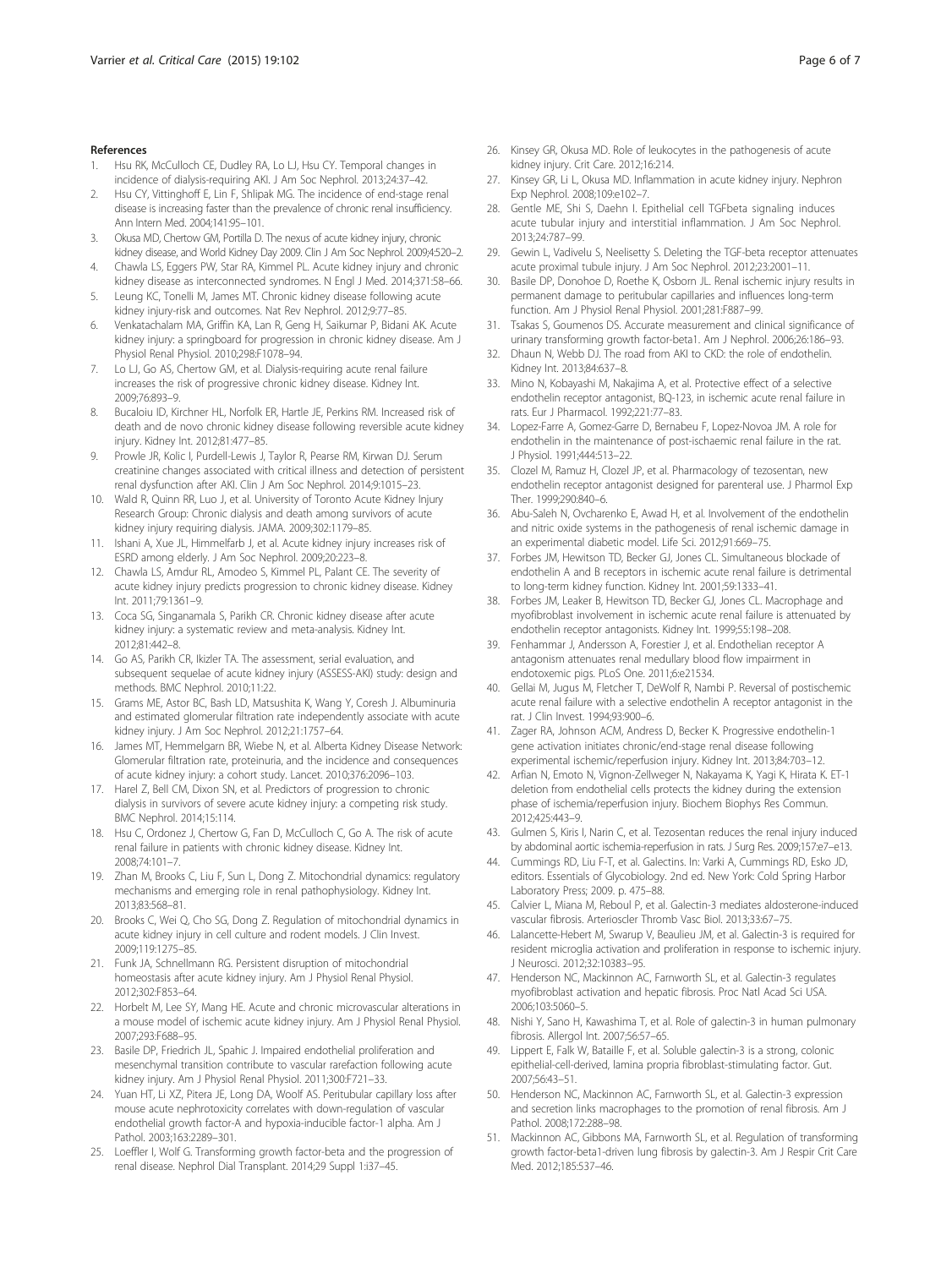## References

1. Hsu RK, McCulloch CE, Dudley RA, Lo LJ, Hsu CY. Temporal changes in incidence of dialysis-requiring AKI. J Am Soc Nephrol. 2013;24:37–42.
2. Hsu CY, Vittinghoff E, Lin F, Shlipak MG. The incidence of end-stage renal disease is increasing faster than the prevalence of chronic renal insufficiency. Ann Intern Med. 2004;141:95–101.
3. Okusa MD, Chertow GM, Portilla D. The nexus of acute kidney injury, chronic kidney disease, and World Kidney Day 2009. Clin J Am Soc Nephrol. 2009;4:520–2.
4. Chawla LS, Eggers PW, Star RA, Kimmel PL. Acute kidney injury and chronic kidney disease as interconnected syndromes. N Engl J Med. 2014;371:58–66.
5. Leung KC, Tonelli M, James MT. Chronic kidney disease following acute kidney injury-risk and outcomes. Nat Rev Nephrol. 2012;9:77–85.
6. Venkatachalam MA, Griffin KA, Lan R, Geng H, Saikumar P, Bidani AK. Acute kidney injury: a springboard for progression in chronic kidney disease. Am J Physiol Renal Physiol. 2010;298:F1078–94.
7. Lo LJ, Go AS, Chertow GM, et al. Dialysis-requiring acute renal failure increases the risk of progressive chronic kidney disease. Kidney Int. 2009;76:893–9.
8. Bucaloiu ID, Kirchner HL, Norfolk ER, Hartle JE, Perkins RM. Increased risk of death and de novo chronic kidney disease following reversible acute kidney injury. Kidney Int. 2012;81:477–85.
9. Prowle JR, Kolic I, Purdell-Lewis J, Taylor R, Pearse RM, Kirwan DJ. Serum creatinine changes associated with critical illness and detection of persistent renal dysfunction after AKI. Clin J Am Soc Nephrol. 2014;9:1015–23.
10. Wald R, Quinn RR, Luo J, et al. University of Toronto Acute Kidney Injury Research Group: Chronic dialysis and death among survivors of acute kidney injury requiring dialysis. JAMA. 2009;302:1179–85.
11. Ishani A, Xue JL, Himmelfarb J, et al. Acute kidney injury increases risk of ESRD among elderly. J Am Soc Nephrol. 2009;20:223–8.
12. Chawla LS, Amdur RL, Amodeo S, Kimmel PL, Palant CE. The severity of acute kidney injury predicts progression to chronic kidney disease. Kidney Int. 2011;79:1361–9.
13. Coca SG, Singanamala S, Parikh CR. Chronic kidney disease after acute kidney injury: a systematic review and meta-analysis. Kidney Int. 2012;81:442–8.
14. Go AS, Parikh CR, Ikizler TA. The assessment, serial evaluation, and subsequent sequelae of acute kidney injury (ASSESS-AKI) study: design and methods. BMC Nephrol. 2010;11:22.
15. Grams ME, Astor BC, Bash LD, Matsushita K, Wang Y, Coresh J. Albuminuria and estimated glomerular filtration rate independently associate with acute kidney injury. J Am Soc Nephrol. 2012;21:1757–64.
16. James MT, Hemmelgarn BR, Wiebe N, et al. Alberta Kidney Disease Network: Glomerular filtration rate, proteinuria, and the incidence and consequences of acute kidney injury: a cohort study. Lancet. 2010;376:2096–103.
17. Harel Z, Bell CM, Dixon SN, et al. Predictors of progression to chronic dialysis in survivors of severe acute kidney injury: a competing risk study. BMC Nephrol. 2014;15:114.
18. Hsu C, Ordonez J, Chertow G, Fan D, McCulloch C, Go A. The risk of acute renal failure in patients with chronic kidney disease. Kidney Int. 2008;74:101–7.
19. Zhan M, Brooks C, Liu F, Sun L, Dong Z. Mitochondrial dynamics: regulatory mechanisms and emerging role in renal pathophysiology. Kidney Int. 2013;83:568–81.
20. Brooks C, Wei Q, Cho SG, Dong Z. Regulation of mitochondrial dynamics in acute kidney injury in cell culture and rodent models. J Clin Invest. 2009;119:1275–85.
21. Funk JA, Schnellmann RG. Persistent disruption of mitochondrial homeostasis after acute kidney injury. Am J Physiol Renal Physiol. 2012;302:F853–64.
22. Horbelt M, Lee SY, Mang HE. Acute and chronic microvascular alterations in a mouse model of ischemic acute kidney injury. Am J Physiol Renal Physiol. 2007;293:F688–95.
23. Basile DP, Friedrich JL, Spahic J. Impaired endothelial proliferation and mesenchymal transition contribute to vascular rarefaction following acute kidney injury. Am J Physiol Renal Physiol. 2011;300:F721–33.
24. Yuan HT, Li XZ, Pitera JE, Long DA, Woolf AS. Peritubular capillary loss after mouse acute nephrotoxicity correlates with down-regulation of vascular endothelial growth factor-A and hypoxia-inducible factor-1 alpha. Am J Pathol. 2003;163:2289–301.
25. Loeffler I, Wolf G. Transforming growth factor-beta and the progression of renal disease. Nephrol Dial Transplant. 2014;29 Suppl 1:i37–45.
26. Kinsey GR, Okusa MD. Role of leukocytes in the pathogenesis of acute kidney injury. Crit Care. 2012;16:214.
27. Kinsey GR, Li L, Okusa MD. Inflammation in acute kidney injury. Nephron Exp Nephrol. 2008;109:e102–7.
28. Gentle ME, Shi S, Daehn I. Epithelial cell TGFbeta signaling induces acute tubular injury and interstitial inflammation. J Am Soc Nephrol. 2013;24:787–99.
29. Gewin L, Vadivelu S, Neelisetty S. Deleting the TGF-beta receptor attenuates acute proximal tubule injury. J Am Soc Nephrol. 2012;23:2001–11.
30. Basile DP, Donohoe D, Roethe K, Osborn JL. Renal ischemic injury results in permanent damage to peritubular capillaries and influences long-term function. Am J Physiol Renal Physiol. 2001;281:F887–99.
31. Tsakas S, Goumenos DS. Accurate measurement and clinical significance of urinary transforming growth factor-beta1. Am J Nephrol. 2006;26:186–93.
32. Dhaun N, Webb DJ. The road from AKI to CKD: the role of endothelin. Kidney Int. 2013;84:637–8.
33. Mino N, Kobayashi M, Nakajima A, et al. Protective effect of a selective endothelin receptor antagonist, BQ-123, in ischemic acute renal failure in rats. Eur J Pharmacol. 1992;221:77–83.
34. Lopez-Farre A, Gomez-Garre D, Bernabeu F, Lopez-Novoa JM. A role for endothelin in the maintenance of post-ischaemic renal failure in the rat. J Physiol. 1991;444:513–22.
35. Clozel M, Ramuz H, Clozel JP, et al. Pharmacology of tezosentan, new endothelin receptor antagonist designed for parenteral use. J Pharmol Exp Ther. 1999;290:840–6.
36. Abu-Saleh N, Ovcharenko E, Awad H, et al. Involvement of the endothelin and nitric oxide systems in the pathogenesis of renal ischemic damage in an experimental diabetic model. Life Sci. 2012;91:669–75.
37. Forbes JM, Hewitson TD, Becker GJ, Jones CL. Simultaneous blockade of endothelin A and B receptors in ischemic acute renal failure is detrimental to long-term kidney function. Kidney Int. 2001;59:1333–41.
38. Forbes JM, Leaker B, Hewitson TD, Becker GJ, Jones CL. Macrophage and myofibroblast involvement in ischemic acute renal failure is attenuated by endothelin receptor antagonists. Kidney Int. 1999;55:198–208.
39. Fenhammar J, Andersson A, Forestier J, et al. Endothelian receptor A antagonism attenuates renal medullary blood flow impairment in endotoxemic pigs. PLoS One. 2011;6:e21534.
40. Gellai M, Jugus M, Fletcher T, DeWolf R, Nambi P. Reversal of postischemic acute renal failure with a selective endothelin A receptor antagonist in the rat. J Clin Invest. 1994;93:900–6.
41. Zager RA, Johnson ACM, Andress D, Becker K. Progressive endothelin-1 gene activation initiates chronic/end-stage renal disease following experimental ischemic/reperfusion injury. Kidney Int. 2013;84:703–12.
42. Arfian N, Emoto N, Vignon-Zellweger N, Nakayama K, Yagi K, Hirata K. ET-1 deletion from endothelial cells protects the kidney during the extension phase of ischemia/reperfusion injury. Biochem Biophys Res Commun. 2012;425:443–9.
43. Gulmen S, Kiris I, Narin C, et al. Tezosentan reduces the renal injury induced by abdominal aortic ischemia-reperfusion in rats. J Surg Res. 2009;157:e7–e13.
44. Cummings RD, Liu F-T, et al. Galectins. In: Varki A, Cummings RD, Esko JD, editors. Essentials of Glycobiology. 2nd ed. New York: Cold Spring Harbor Laboratory Press; 2009. p. 475–88.
45. Calvier L, Miana M, Reboul P, et al. Galectin-3 mediates aldosterone-induced vascular fibrosis. Arterioscler Thromb Vasc Biol. 2013;33:67–75.
46. Lalancette-Hebert M, Swarup V, Beaulieu JM, et al. Galectin-3 is required for resident microglia activation and proliferation in response to ischemic injury. J Neurosci. 2012;32:10383–95.
47. Henderson NC, Mackinnon AC, Farnworth SL, et al. Galectin-3 regulates myofibroblast activation and hepatic fibrosis. Proc Natl Acad Sci USA. 2006;103:5060–5.
48. Nishi Y, Sano H, Kawashima T, et al. Role of galectin-3 in human pulmonary fibrosis. Allergol Int. 2007;56:57–65.
49. Lippert E, Falk W, Bataille F, et al. Soluble galectin-3 is a strong, colonic epithelial-cell-derived, lamina propria fibroblast-stimulating factor. Gut. 2007;56:43–51.
50. Henderson NC, Mackinnon AC, Farnworth SL, et al. Galectin-3 expression and secretion links macrophages to the promotion of renal fibrosis. Am J Pathol. 2008;172:288–98.
51. Mackinnon AC, Gibbons MA, Farnworth SL, et al. Regulation of transforming growth factor-beta1-driven lung fibrosis by galectin-3. Am J Respir Crit Care Med. 2012;185:537–46.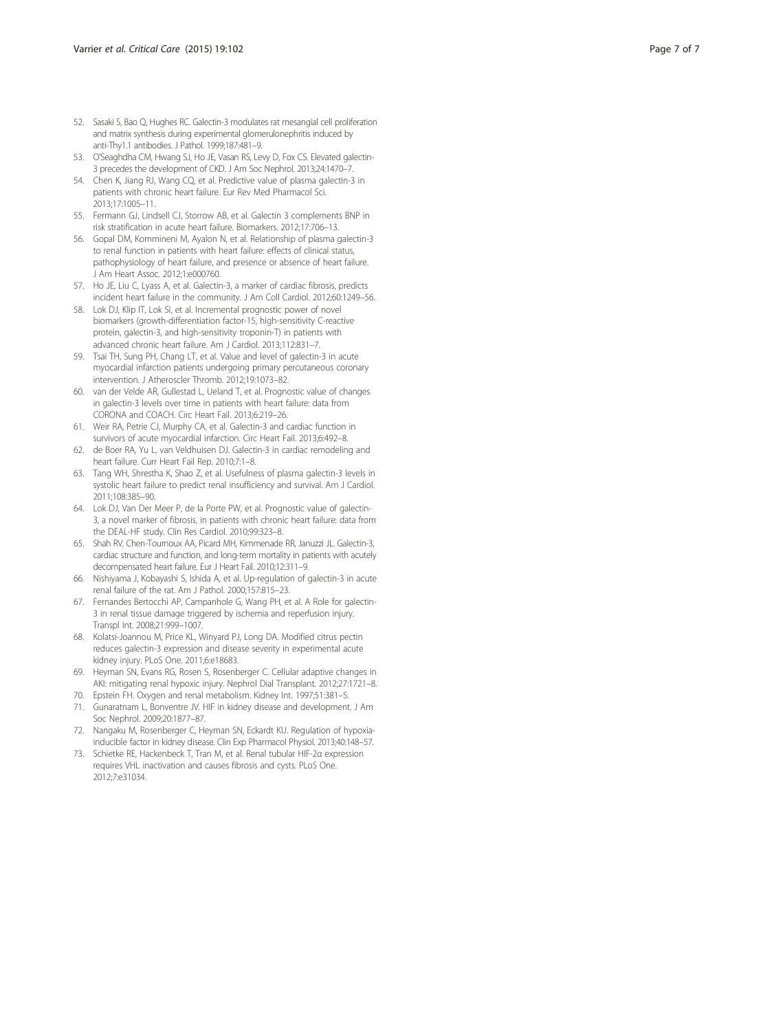52. Sasaki S, Bao Q, Hughes RC. Galectin-3 modulates rat mesangial cell proliferation and matrix synthesis during experimental glomerulonephritis induced by anti-Thy1.1 antibodies. J Pathol. 1999;187:481–9.
53. O'Seaghdha CM, Hwang SJ, Ho JE, Vasan RS, Levy D, Fox CS. Elevated galectin-3 precedes the development of CKD. J Am Soc Nephrol. 2013;24:1470–7.
54. Chen K, Jiang RJ, Wang CQ, et al. Predictive value of plasma galectin-3 in patients with chronic heart failure. Eur Rev Med Pharmacol Sci. 2013;17:1005–11.
55. Fermann GJ, Lindsell CJ, Storrow AB, et al. Galectin 3 complements BNP in risk stratification in acute heart failure. Biomarkers. 2012;17:706–13.
56. Gopal DM, Kommineni M, Ayalon N, et al. Relationship of plasma galectin-3 to renal function in patients with heart failure: effects of clinical status, pathophysiology of heart failure, and presence or absence of heart failure. J Am Heart Assoc. 2012;1:e000760.
57. Ho JE, Liu C, Lyass A, et al. Galectin-3, a marker of cardiac fibrosis, predicts incident heart failure in the community. J Am Coll Cardiol. 2012;60:1249–56.
58. Lok DJ, Klip IT, Lok SI, et al. Incremental prognostic power of novel biomarkers (growth-differentiation factor-15, high-sensitivity C-reactive protein, galectin-3, and high-sensitivity troponin-T) in patients with advanced chronic heart failure. Am J Cardiol. 2013;112:831–7.
59. Tsai TH, Sung PH, Chang LT, et al. Value and level of galectin-3 in acute myocardial infarction patients undergoing primary percutaneous coronary intervention. J Atheroscler Thromb. 2012;19:1073–82.
60. van der Velde AR, Gullestad L, Ueland T, et al. Prognostic value of changes in galectin-3 levels over time in patients with heart failure: data from CORONA and COACH. Circ Heart Fail. 2013;6:219–26.
61. Weir RA, Petrie CJ, Murphy CA, et al. Galectin-3 and cardiac function in survivors of acute myocardial infarction. Circ Heart Fail. 2013;6:492–8.
62. de Boer RA, Yu L, van Veldhuisen DJ. Galectin-3 in cardiac remodeling and heart failure. Curr Heart Fail Rep. 2010;7:1–8.
63. Tang WH, Shrestha K, Shao Z, et al. Usefulness of plasma galectin-3 levels in systolic heart failure to predict renal insufficiency and survival. Am J Cardiol. 2011;108:385–90.
64. Lok DJ, Van Der Meer P, de la Porte PW, et al. Prognostic value of galectin-3, a novel marker of fibrosis, in patients with chronic heart failure: data from the DEAL-HF study. Clin Res Cardiol. 2010;99:323–8.
65. Shah RV, Chen-Tournoux AA, Picard MH, Kimmenade RR, Januzzi JL. Galectin-3, cardiac structure and function, and long-term mortality in patients with acutely decompensated heart failure. Eur J Heart Fail. 2010;12:311–9.
66. Nishiyama J, Kobayashi S, Ishida A, et al. Up-regulation of galectin-3 in acute renal failure of the rat. Am J Pathol. 2000;157:815–23.
67. Fernandes Bertocchi AP, Campanhole G, Wang PH, et al. A Role for galectin-3 in renal tissue damage triggered by ischemia and reperfusion injury. Transpl Int. 2008;21:999–1007.
68. Kolatsi-Joannou M, Price KL, Winyard PJ, Long DA. Modified citrus pectin reduces galectin-3 expression and disease severity in experimental acute kidney injury. PLoS One. 2011;6:e18683.
69. Heyman SN, Evans RG, Rosen S, Rosenberger C. Cellular adaptive changes in AKI: mitigating renal hypoxic injury. Nephrol Dial Transplant. 2012;27:1721–8.
70. Epstein FH. Oxygen and renal metabolism. Kidney Int. 1997;51:381–5.
71. Gunaratnam L, Bonventre JV. HIF in kidney disease and development. J Am Soc Nephrol. 2009;20:1877–87.
72. Nangaku M, Rosenberger C, Heyman SN, Eckardt KU. Regulation of hypoxia-inducible factor in kidney disease. Clin Exp Pharmacol Physiol. 2013;40:148–57.
73. Schietke RE, Hackenbeck T, Tran M, et al. Renal tubular HIF-2α expression requires VHL inactivation and causes fibrosis and cysts. PLoS One. 2012;7:e31034.